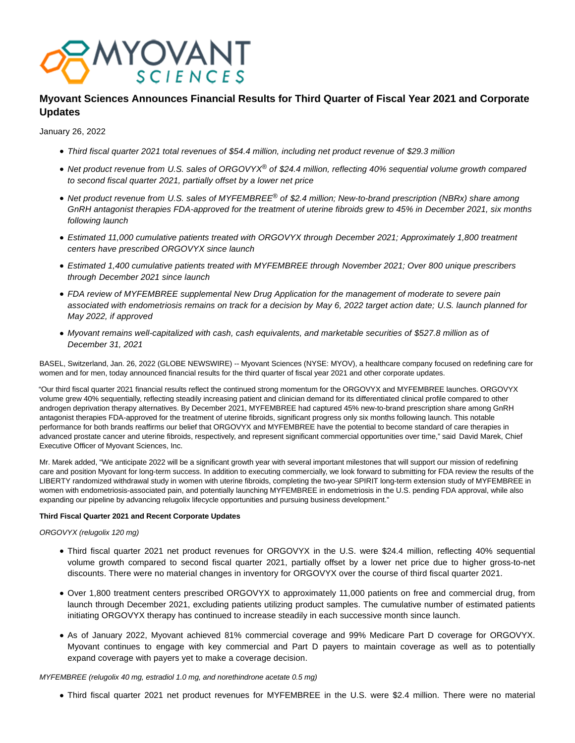# Myovant Sciences Announces Financial Results for Third Quarter of Fiscal Year 2021 and Corporate Updates

January 26, 2022

- *Third fiscal quarter 2021 total revenues of $54.4 million, including net product revenue of $29.3 million*
- *Net product revenue from U.S. sales of ORGOVYX® of $24.4 million, reflecting 40% sequential volume growth compared to second fiscal quarter 2021, partially offset by a lower net price*
- *Net product revenue from U.S. sales of MYFEMBREE® of $2.4 million; New-to-brand prescription (NBRx) share among GnRH antagonist therapies FDA-approved for the treatment of uterine fibroids grew to 45% in December 2021, six months following launch*
- *Estimated 11,000 cumulative patients treated with ORGOVYX through December 2021; Approximately 1,800 treatment centers have prescribed ORGOVYX since launch*
- *Estimated 1,400 cumulative patients treated with MYFEMBREE through November 2021; Over 800 unique prescribers through December 2021 since launch*
- *FDA review of MYFEMBREE supplemental New Drug Application for the management of moderate to severe pain associated with endometriosis remains on track for a decision by May 6, 2022 target action date; U.S. launch planned for May 2022, if approved*
- *Myovant remains well-capitalized with cash, cash equivalents, and marketable securities of $527.8 million as of December 31, 2021*

BASEL, Switzerland, Jan. 26, 2022 (GLOBE NEWSWIRE) -- Myovant Sciences (NYSE: MYOV), a healthcare company focused on redefining care for women and for men, today announced financial results for the third quarter of fiscal year 2021 and other corporate updates.

"Our third fiscal quarter 2021 financial results reflect the continued strong momentum for the ORGOVYX and MYFEMBREE launches. ORGOVYX volume grew 40% sequentially, reflecting steadily increasing patient and clinician demand for its differentiated clinical profile compared to other androgen deprivation therapy alternatives. By December 2021, MYFEMBREE had captured 45% new-to-brand prescription share among GnRH antagonist therapies FDA-approved for the treatment of uterine fibroids, significant progress only six months following launch. This notable performance for both brands reaffirms our belief that ORGOVYX and MYFEMBREE have the potential to become standard of care therapies in advanced prostate cancer and uterine fibroids, respectively, and represent significant commercial opportunities over time," said David Marek, Chief Executive Officer of Myovant Sciences, Inc.

Mr. Marek added, "We anticipate 2022 will be a significant growth year with several important milestones that will support our mission of redefining care and position Myovant for long-term success. In addition to executing commercially, we look forward to submitting for FDA review the results of the LIBERTY randomized withdrawal study in women with uterine fibroids, completing the two-year SPIRIT long-term extension study of MYFEMBREE in women with endometriosis-associated pain, and potentially launching MYFEMBREE in endometriosis in the U.S. pending FDA approval, while also expanding our pipeline by advancing relugolix lifecycle opportunities and pursuing business development."

**Third Fiscal Quarter 2021 and Recent Corporate Updates**

*ORGOVYX (relugolix 120 mg)*

- Third fiscal quarter 2021 net product revenues for ORGOVYX in the U.S. were $24.4 million, reflecting 40% sequential volume growth compared to second fiscal quarter 2021, partially offset by a lower net price due to higher gross-to-net discounts. There were no material changes in inventory for ORGOVYX over the course of third fiscal quarter 2021.
- Over 1,800 treatment centers prescribed ORGOVYX to approximately 11,000 patients on free and commercial drug, from launch through December 2021, excluding patients utilizing product samples. The cumulative number of estimated patients initiating ORGOVYX therapy has continued to increase steadily in each successive month since launch.
- As of January 2022, Myovant achieved 81% commercial coverage and 99% Medicare Part D coverage for ORGOVYX. Myovant continues to engage with key commercial and Part D payers to maintain coverage as well as to potentially expand coverage with payers yet to make a coverage decision.

*MYFEMBREE (relugolix 40 mg, estradiol 1.0 mg, and norethindrone acetate 0.5 mg)*

- Third fiscal quarter 2021 net product revenues for MYFEMBREE in the U.S. were $2.4 million. There were no material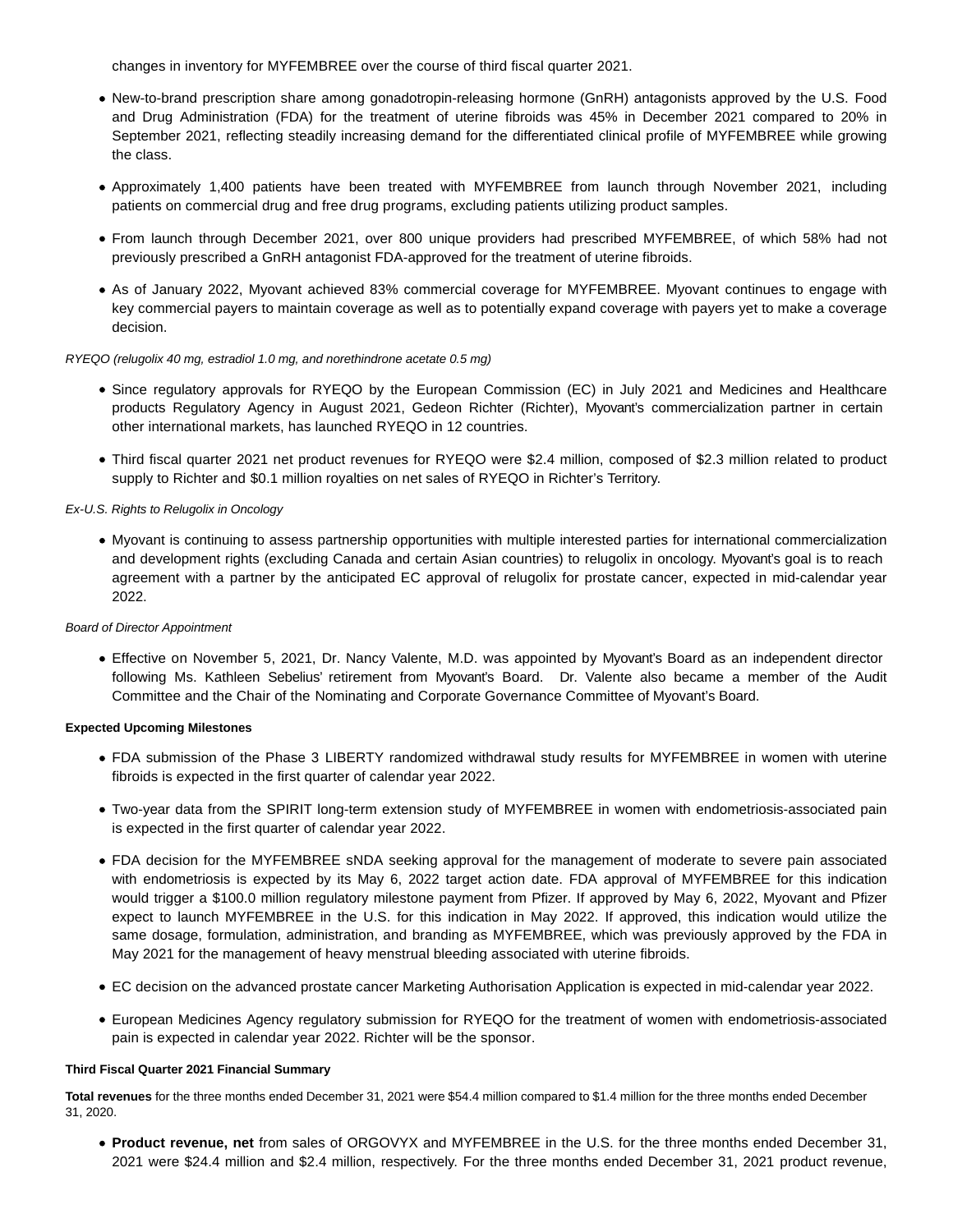changes in inventory for MYFEMBREE over the course of third fiscal quarter 2021.

- New-to-brand prescription share among gonadotropin-releasing hormone (GnRH) antagonists approved by the U.S. Food and Drug Administration (FDA) for the treatment of uterine fibroids was 45% in December 2021 compared to 20% in September 2021, reflecting steadily increasing demand for the differentiated clinical profile of MYFEMBREE while growing the class.
- Approximately 1,400 patients have been treated with MYFEMBREE from launch through November 2021, including patients on commercial drug and free drug programs, excluding patients utilizing product samples.
- From launch through December 2021, over 800 unique providers had prescribed MYFEMBREE, of which 58% had not previously prescribed a GnRH antagonist FDA-approved for the treatment of uterine fibroids.
- As of January 2022, Myovant achieved 83% commercial coverage for MYFEMBREE. Myovant continues to engage with key commercial payers to maintain coverage as well as to potentially expand coverage with payers yet to make a coverage decision.

*RYEQO (relugolix 40 mg, estradiol 1.0 mg, and norethindrone acetate 0.5 mg)*

- Since regulatory approvals for RYEQO by the European Commission (EC) in July 2021 and Medicines and Healthcare products Regulatory Agency in August 2021, Gedeon Richter (Richter), Myovant's commercialization partner in certain other international markets, has launched RYEQO in 12 countries.
- Third fiscal quarter 2021 net product revenues for RYEQO were $2.4 million, composed of $2.3 million related to product supply to Richter and $0.1 million royalties on net sales of RYEQO in Richter's Territory.

*Ex-U.S. Rights to Relugolix in Oncology*

- Myovant is continuing to assess partnership opportunities with multiple interested parties for international commercialization and development rights (excluding Canada and certain Asian countries) to relugolix in oncology. Myovant's goal is to reach agreement with a partner by the anticipated EC approval of relugolix for prostate cancer, expected in mid-calendar year 2022.

*Board of Director Appointment*

- Effective on November 5, 2021, Dr. Nancy Valente, M.D. was appointed by Myovant's Board as an independent director following Ms. Kathleen Sebelius' retirement from Myovant's Board. Dr. Valente also became a member of the Audit Committee and the Chair of the Nominating and Corporate Governance Committee of Myovant's Board.

**Expected Upcoming Milestones**

- FDA submission of the Phase 3 LIBERTY randomized withdrawal study results for MYFEMBREE in women with uterine fibroids is expected in the first quarter of calendar year 2022.
- Two-year data from the SPIRIT long-term extension study of MYFEMBREE in women with endometriosis-associated pain is expected in the first quarter of calendar year 2022.
- FDA decision for the MYFEMBREE sNDA seeking approval for the management of moderate to severe pain associated with endometriosis is expected by its May 6, 2022 target action date. FDA approval of MYFEMBREE for this indication would trigger a $100.0 million regulatory milestone payment from Pfizer. If approved by May 6, 2022, Myovant and Pfizer expect to launch MYFEMBREE in the U.S. for this indication in May 2022. If approved, this indication would utilize the same dosage, formulation, administration, and branding as MYFEMBREE, which was previously approved by the FDA in May 2021 for the management of heavy menstrual bleeding associated with uterine fibroids.
- EC decision on the advanced prostate cancer Marketing Authorisation Application is expected in mid-calendar year 2022.
- European Medicines Agency regulatory submission for RYEQO for the treatment of women with endometriosis-associated pain is expected in calendar year 2022. Richter will be the sponsor.

**Third Fiscal Quarter 2021 Financial Summary**

**Total revenues** for the three months ended December 31, 2021 were $54.4 million compared to $1.4 million for the three months ended December 31, 2020.

- **Product revenue, net** from sales of ORGOVYX and MYFEMBREE in the U.S. for the three months ended December 31, 2021 were $24.4 million and $2.4 million, respectively. For the three months ended December 31, 2021 product revenue,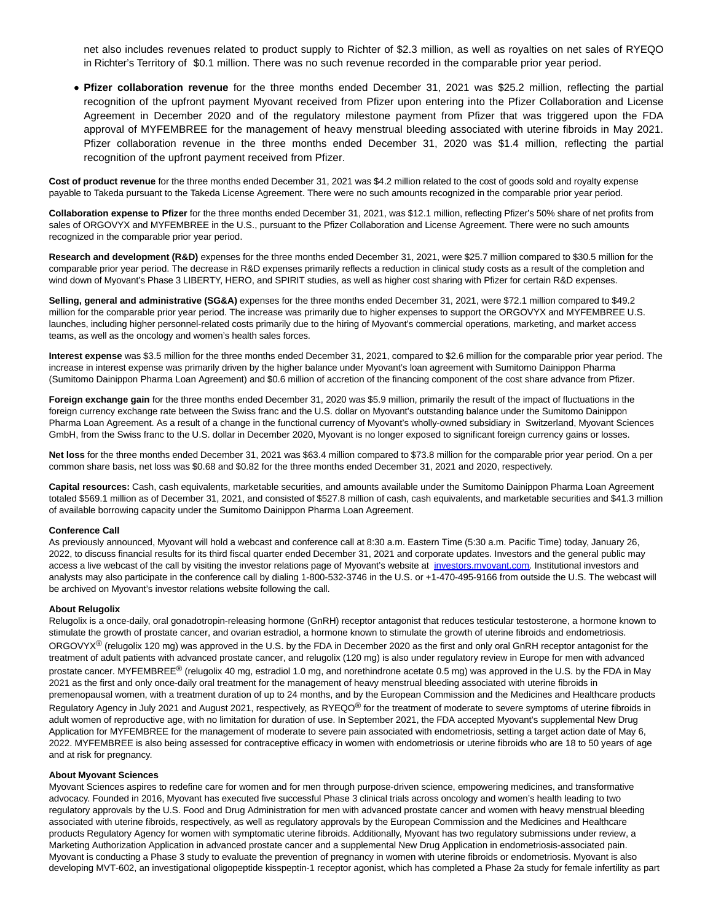net also includes revenues related to product supply to Richter of $2.3 million, as well as royalties on net sales of RYEQO in Richter's Territory of $0.1 million. There was no such revenue recorded in the comparable prior year period.

- **Pfizer collaboration revenue** for the three months ended December 31, 2021 was $25.2 million, reflecting the partial recognition of the upfront payment Myovant received from Pfizer upon entering into the Pfizer Collaboration and License Agreement in December 2020 and of the regulatory milestone payment from Pfizer that was triggered upon the FDA approval of MYFEMBREE for the management of heavy menstrual bleeding associated with uterine fibroids in May 2021. Pfizer collaboration revenue in the three months ended December 31, 2020 was $1.4 million, reflecting the partial recognition of the upfront payment received from Pfizer.

**Cost of product revenue** for the three months ended December 31, 2021 was $4.2 million related to the cost of goods sold and royalty expense payable to Takeda pursuant to the Takeda License Agreement. There were no such amounts recognized in the comparable prior year period.

**Collaboration expense to Pfizer** for the three months ended December 31, 2021, was $12.1 million, reflecting Pfizer's 50% share of net profits from sales of ORGOVYX and MYFEMBREE in the U.S., pursuant to the Pfizer Collaboration and License Agreement. There were no such amounts recognized in the comparable prior year period.

**Research and development (R&D)** expenses for the three months ended December 31, 2021, were $25.7 million compared to $30.5 million for the comparable prior year period. The decrease in R&D expenses primarily reflects a reduction in clinical study costs as a result of the completion and wind down of Myovant's Phase 3 LIBERTY, HERO, and SPIRIT studies, as well as higher cost sharing with Pfizer for certain R&D expenses.

**Selling, general and administrative (SG&A)** expenses for the three months ended December 31, 2021, were $72.1 million compared to $49.2 million for the comparable prior year period. The increase was primarily due to higher expenses to support the ORGOVYX and MYFEMBREE U.S. launches, including higher personnel-related costs primarily due to the hiring of Myovant's commercial operations, marketing, and market access teams, as well as the oncology and women's health sales forces.

**Interest expense** was $3.5 million for the three months ended December 31, 2021, compared to $2.6 million for the comparable prior year period. The increase in interest expense was primarily driven by the higher balance under Myovant's loan agreement with Sumitomo Dainippon Pharma (Sumitomo Dainippon Pharma Loan Agreement) and $0.6 million of accretion of the financing component of the cost share advance from Pfizer.

**Foreign exchange gain** for the three months ended December 31, 2020 was $5.9 million, primarily the result of the impact of fluctuations in the foreign currency exchange rate between the Swiss franc and the U.S. dollar on Myovant's outstanding balance under the Sumitomo Dainippon Pharma Loan Agreement. As a result of a change in the functional currency of Myovant's wholly-owned subsidiary in Switzerland, Myovant Sciences GmbH, from the Swiss franc to the U.S. dollar in December 2020, Myovant is no longer exposed to significant foreign currency gains or losses.

**Net loss** for the three months ended December 31, 2021 was $63.4 million compared to $73.8 million for the comparable prior year period. On a per common share basis, net loss was $0.68 and $0.82 for the three months ended December 31, 2021 and 2020, respectively.

**Capital resources:** Cash, cash equivalents, marketable securities, and amounts available under the Sumitomo Dainippon Pharma Loan Agreement totaled $569.1 million as of December 31, 2021, and consisted of $527.8 million of cash, cash equivalents, and marketable securities and $41.3 million of available borrowing capacity under the Sumitomo Dainippon Pharma Loan Agreement.

**Conference Call**

As previously announced, Myovant will hold a webcast and conference call at 8:30 a.m. Eastern Time (5:30 a.m. Pacific Time) today, January 26, 2022, to discuss financial results for its third fiscal quarter ended December 31, 2021 and corporate updates. Investors and the general public may access a live webcast of the call by visiting the investor relations page of Myovant's website at investors.myovant.com. Institutional investors and analysts may also participate in the conference call by dialing 1-800-532-3746 in the U.S. or +1-470-495-9166 from outside the U.S. The webcast will be archived on Myovant's investor relations website following the call.

**About Relugolix**

Relugolix is a once-daily, oral gonadotropin-releasing hormone (GnRH) receptor antagonist that reduces testicular testosterone, a hormone known to stimulate the growth of prostate cancer, and ovarian estradiol, a hormone known to stimulate the growth of uterine fibroids and endometriosis. ORGOVYX® (relugolix 120 mg) was approved in the U.S. by the FDA in December 2020 as the first and only oral GnRH receptor antagonist for the treatment of adult patients with advanced prostate cancer, and relugolix (120 mg) is also under regulatory review in Europe for men with advanced prostate cancer. MYFEMBREE® (relugolix 40 mg, estradiol 1.0 mg, and norethindrone acetate 0.5 mg) was approved in the U.S. by the FDA in May 2021 as the first and only once-daily oral treatment for the management of heavy menstrual bleeding associated with uterine fibroids in premenopausal women, with a treatment duration of up to 24 months, and by the European Commission and the Medicines and Healthcare products Regulatory Agency in July 2021 and August 2021, respectively, as RYEQO® for the treatment of moderate to severe symptoms of uterine fibroids in adult women of reproductive age, with no limitation for duration of use. In September 2021, the FDA accepted Myovant's supplemental New Drug Application for MYFEMBREE for the management of moderate to severe pain associated with endometriosis, setting a target action date of May 6, 2022. MYFEMBREE is also being assessed for contraceptive efficacy in women with endometriosis or uterine fibroids who are 18 to 50 years of age and at risk for pregnancy.

**About Myovant Sciences**

Myovant Sciences aspires to redefine care for women and for men through purpose-driven science, empowering medicines, and transformative advocacy. Founded in 2016, Myovant has executed five successful Phase 3 clinical trials across oncology and women's health leading to two regulatory approvals by the U.S. Food and Drug Administration for men with advanced prostate cancer and women with heavy menstrual bleeding associated with uterine fibroids, respectively, as well as regulatory approvals by the European Commission and the Medicines and Healthcare products Regulatory Agency for women with symptomatic uterine fibroids. Additionally, Myovant has two regulatory submissions under review, a Marketing Authorization Application in advanced prostate cancer and a supplemental New Drug Application in endometriosis-associated pain. Myovant is conducting a Phase 3 study to evaluate the prevention of pregnancy in women with uterine fibroids or endometriosis. Myovant is also developing MVT-602, an investigational oligopeptide kisspeptin-1 receptor agonist, which has completed a Phase 2a study for female infertility as part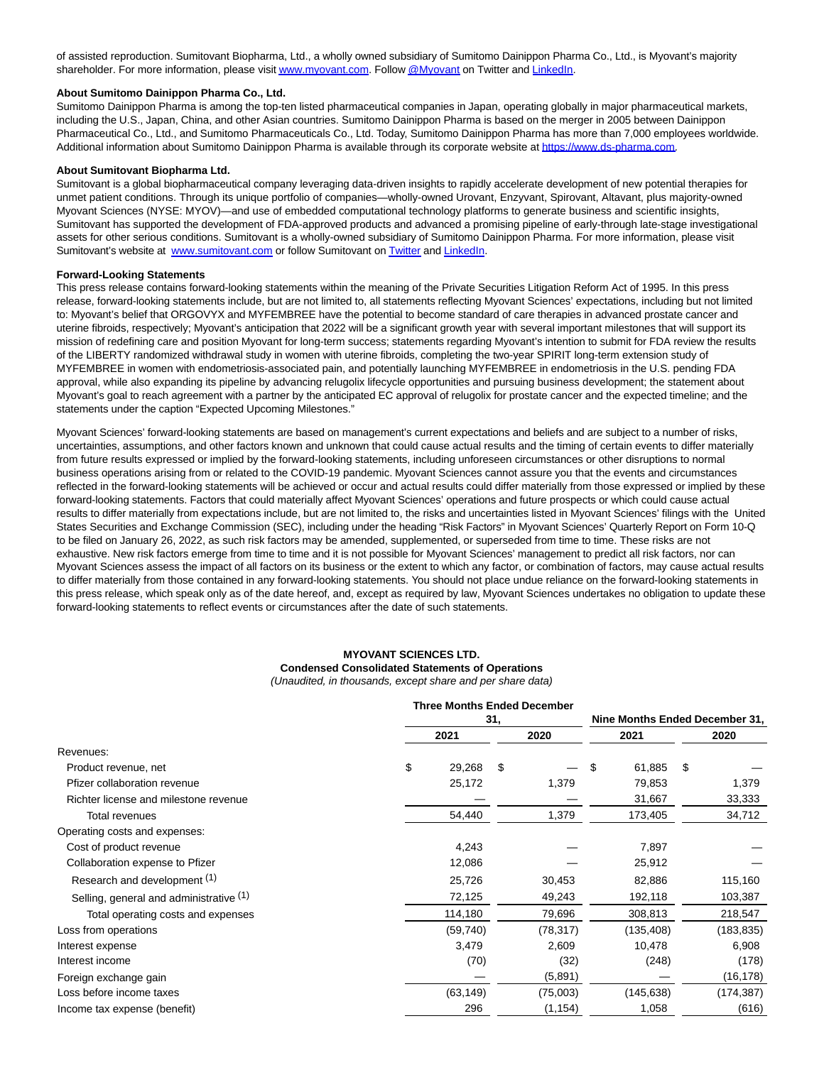of assisted reproduction. Sumitovant Biopharma, Ltd., a wholly owned subsidiary of Sumitomo Dainippon Pharma Co., Ltd., is Myovant's majority shareholder. For more information, please visit www.myovant.com. Follow @Myovant on Twitter and LinkedIn.

**About Sumitomo Dainippon Pharma Co., Ltd.**

Sumitomo Dainippon Pharma is among the top-ten listed pharmaceutical companies in Japan, operating globally in major pharmaceutical markets, including the U.S., Japan, China, and other Asian countries. Sumitomo Dainippon Pharma is based on the merger in 2005 between Dainippon Pharmaceutical Co., Ltd., and Sumitomo Pharmaceuticals Co., Ltd. Today, Sumitomo Dainippon Pharma has more than 7,000 employees worldwide. Additional information about Sumitomo Dainippon Pharma is available through its corporate website at https://www.ds-pharma.com.

**About Sumitovant Biopharma Ltd.**

Sumitovant is a global biopharmaceutical company leveraging data-driven insights to rapidly accelerate development of new potential therapies for unmet patient conditions. Through its unique portfolio of companies—wholly-owned Urovant, Enzyvant, Spirovant, Altavant, plus majority-owned Myovant Sciences (NYSE: MYOV)—and use of embedded computational technology platforms to generate business and scientific insights, Sumitovant has supported the development of FDA-approved products and advanced a promising pipeline of early-through late-stage investigational assets for other serious conditions. Sumitovant is a wholly-owned subsidiary of Sumitomo Dainippon Pharma. For more information, please visit Sumitovant's website at www.sumitovant.com or follow Sumitovant on Twitter and LinkedIn.

**Forward-Looking Statements**

This press release contains forward-looking statements within the meaning of the Private Securities Litigation Reform Act of 1995. In this press release, forward-looking statements include, but are not limited to, all statements reflecting Myovant Sciences' expectations, including but not limited to: Myovant's belief that ORGOVYX and MYFEMBREE have the potential to become standard of care therapies in advanced prostate cancer and uterine fibroids, respectively; Myovant's anticipation that 2022 will be a significant growth year with several important milestones that will support its mission of redefining care and position Myovant for long-term success; statements regarding Myovant's intention to submit for FDA review the results of the LIBERTY randomized withdrawal study in women with uterine fibroids, completing the two-year SPIRIT long-term extension study of MYFEMBREE in women with endometriosis-associated pain, and potentially launching MYFEMBREE in endometriosis in the U.S. pending FDA approval, while also expanding its pipeline by advancing relugolix lifecycle opportunities and pursuing business development; the statement about Myovant's goal to reach agreement with a partner by the anticipated EC approval of relugolix for prostate cancer and the expected timeline; and the statements under the caption "Expected Upcoming Milestones."

Myovant Sciences' forward-looking statements are based on management's current expectations and beliefs and are subject to a number of risks, uncertainties, assumptions, and other factors known and unknown that could cause actual results and the timing of certain events to differ materially from future results expressed or implied by the forward-looking statements, including unforeseen circumstances or other disruptions to normal business operations arising from or related to the COVID-19 pandemic. Myovant Sciences cannot assure you that the events and circumstances reflected in the forward-looking statements will be achieved or occur and actual results could differ materially from those expressed or implied by these forward-looking statements. Factors that could materially affect Myovant Sciences' operations and future prospects or which could cause actual results to differ materially from expectations include, but are not limited to, the risks and uncertainties listed in Myovant Sciences' filings with the United States Securities and Exchange Commission (SEC), including under the heading "Risk Factors" in Myovant Sciences' Quarterly Report on Form 10-Q to be filed on January 26, 2022, as such risk factors may be amended, supplemented, or superseded from time to time. These risks are not exhaustive. New risk factors emerge from time to time and it is not possible for Myovant Sciences' management to predict all risk factors, nor can Myovant Sciences assess the impact of all factors on its business or the extent to which any factor, or combination of factors, may cause actual results to differ materially from those contained in any forward-looking statements. You should not place undue reliance on the forward-looking statements in this press release, which speak only as of the date hereof, and, except as required by law, Myovant Sciences undertakes no obligation to update these forward-looking statements to reflect events or circumstances after the date of such statements.

**MYOVANT SCIENCES LTD.**
**Condensed Consolidated Statements of Operations**
*(Unaudited, in thousands, except share and per share data)*

| | Three Months Ended December 31, | | Nine Months Ended December 31, | |
|---|---|---|---|---|
| | 2021 | 2020 | 2021 | 2020 |
| Revenues: | | | | |
| Product revenue, net | $ 29,268 | $ — | $ 61,885 | $ — |
| Pfizer collaboration revenue | 25,172 | 1,379 | 79,853 | 1,379 |
| Richter license and milestone revenue | — | — | 31,667 | 33,333 |
| Total revenues | 54,440 | 1,379 | 173,405 | 34,712 |
| Operating costs and expenses: | | | | |
| Cost of product revenue | 4,243 | — | 7,897 | — |
| Collaboration expense to Pfizer | 12,086 | — | 25,912 | — |
| Research and development (1) | 25,726 | 30,453 | 82,886 | 115,160 |
| Selling, general and administrative (1) | 72,125 | 49,243 | 192,118 | 103,387 |
| Total operating costs and expenses | 114,180 | 79,696 | 308,813 | 218,547 |
| Loss from operations | (59,740) | (78,317) | (135,408) | (183,835) |
| Interest expense | 3,479 | 2,609 | 10,478 | 6,908 |
| Interest income | (70) | (32) | (248) | (178) |
| Foreign exchange gain | — | (5,891) | — | (16,178) |
| Loss before income taxes | (63,149) | (75,003) | (145,638) | (174,387) |
| Income tax expense (benefit) | 296 | (1,154) | 1,058 | (616) |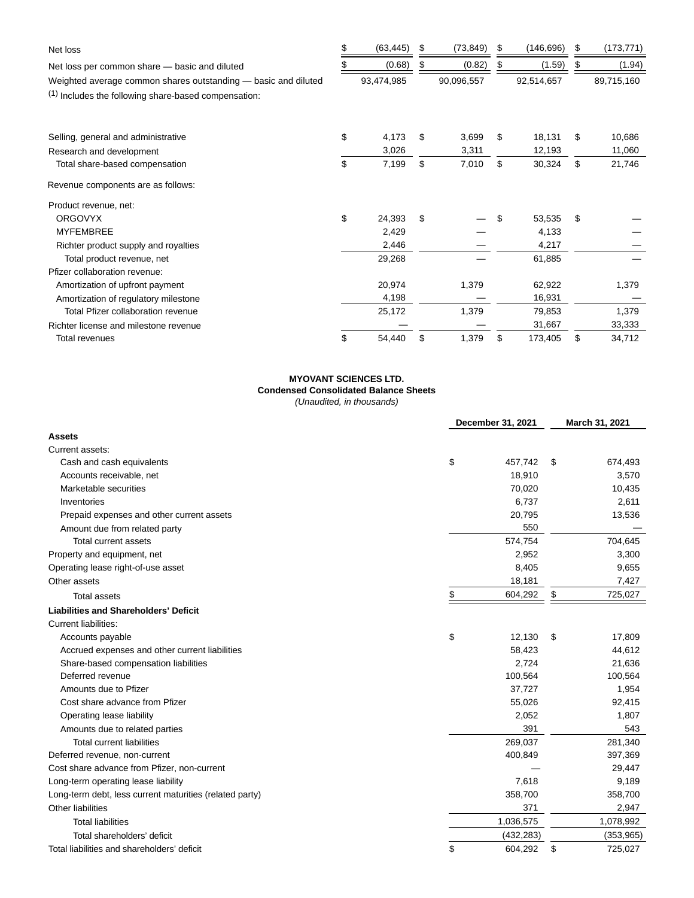| | | | | |
|---|---|---|---|---|
| Net loss | $ (63,445) | $ (73,849) | $ (146,696) | $ (173,771) |
| Net loss per common share — basic and diluted | $ (0.68) | $ (0.82) | $ (1.59) | $ (1.94) |
| Weighted average common shares outstanding — basic and diluted | 93,474,985 | 90,096,557 | 92,514,657 | 89,715,160 |

(1) Includes the following share-based compensation:

| | | | | |
|---|---|---|---|---|
| Selling, general and administrative | $ 4,173 | $ 3,699 | $ 18,131 | $ 10,686 |
| Research and development | 3,026 | 3,311 | 12,193 | 11,060 |
| Total share-based compensation | $ 7,199 | $ 7,010 | $ 30,324 | $ 21,746 |

Revenue components are as follows:

| | | | | |
|---|---|---|---|---|
| Product revenue, net: | | | | |
| ORGOVYX | $ 24,393 | $ — | $ 53,535 | $ — |
| MYFEMBREE | 2,429 | — | 4,133 | — |
| Richter product supply and royalties | 2,446 | — | 4,217 | — |
| Total product revenue, net | 29,268 | — | 61,885 | — |
| Pfizer collaboration revenue: | | | | |
| Amortization of upfront payment | 20,974 | 1,379 | 62,922 | 1,379 |
| Amortization of regulatory milestone | 4,198 | — | 16,931 | — |
| Total Pfizer collaboration revenue | 25,172 | 1,379 | 79,853 | 1,379 |
| Richter license and milestone revenue | — | — | 31,667 | 33,333 |
| Total revenues | $ 54,440 | $ 1,379 | $ 173,405 | $ 34,712 |

**MYOVANT SCIENCES LTD.**
**Condensed Consolidated Balance Sheets**
*(Unaudited, in thousands)*

| | December 31, 2021 | March 31, 2021 |
|---|---|---|
| **Assets** | | |
| Current assets: | | |
| Cash and cash equivalents | $ 457,742 | $ 674,493 |
| Accounts receivable, net | 18,910 | 3,570 |
| Marketable securities | 70,020 | 10,435 |
| Inventories | 6,737 | 2,611 |
| Prepaid expenses and other current assets | 20,795 | 13,536 |
| Amount due from related party | 550 | — |
| Total current assets | 574,754 | 704,645 |
| Property and equipment, net | 2,952 | 3,300 |
| Operating lease right-of-use asset | 8,405 | 9,655 |
| Other assets | 18,181 | 7,427 |
| Total assets | $ 604,292 | $ 725,027 |
| **Liabilities and Shareholders' Deficit** | | |
| Current liabilities: | | |
| Accounts payable | $ 12,130 | $ 17,809 |
| Accrued expenses and other current liabilities | 58,423 | 44,612 |
| Share-based compensation liabilities | 2,724 | 21,636 |
| Deferred revenue | 100,564 | 100,564 |
| Amounts due to Pfizer | 37,727 | 1,954 |
| Cost share advance from Pfizer | 55,026 | 92,415 |
| Operating lease liability | 2,052 | 1,807 |
| Amounts due to related parties | 391 | 543 |
| Total current liabilities | 269,037 | 281,340 |
| Deferred revenue, non-current | 400,849 | 397,369 |
| Cost share advance from Pfizer, non-current | — | 29,447 |
| Long-term operating lease liability | 7,618 | 9,189 |
| Long-term debt, less current maturities (related party) | 358,700 | 358,700 |
| Other liabilities | 371 | 2,947 |
| Total liabilities | 1,036,575 | 1,078,992 |
| Total shareholders' deficit | (432,283) | (353,965) |
| Total liabilities and shareholders' deficit | $ 604,292 | $ 725,027 |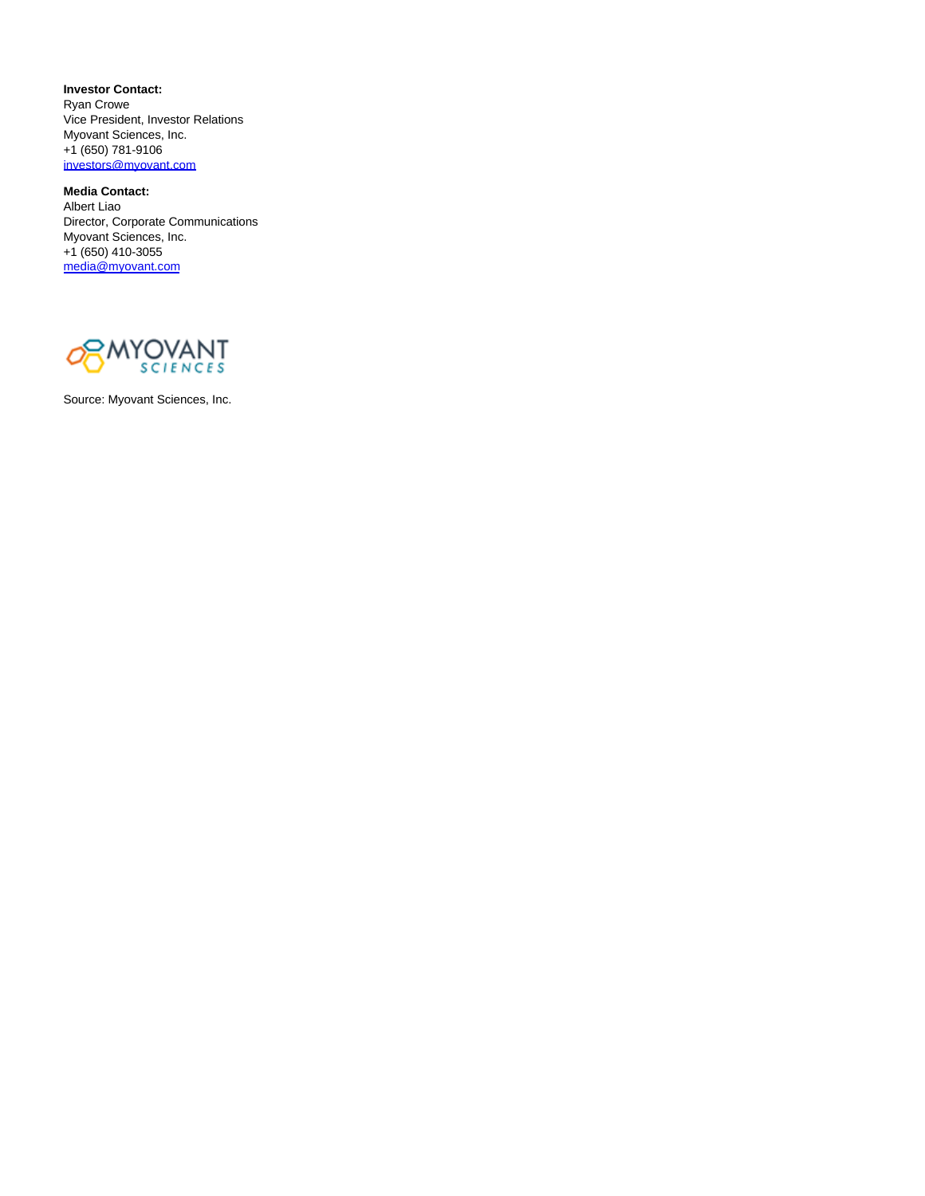**Investor Contact:**
Ryan Crowe
Vice President, Investor Relations
Myovant Sciences, Inc.
+1 (650) 781-9106
investors@myovant.com

**Media Contact:**
Albert Liao
Director, Corporate Communications
Myovant Sciences, Inc.
+1 (650) 410-3055
media@myovant.com

MYOVANT SCIENCES

Source: Myovant Sciences, Inc.